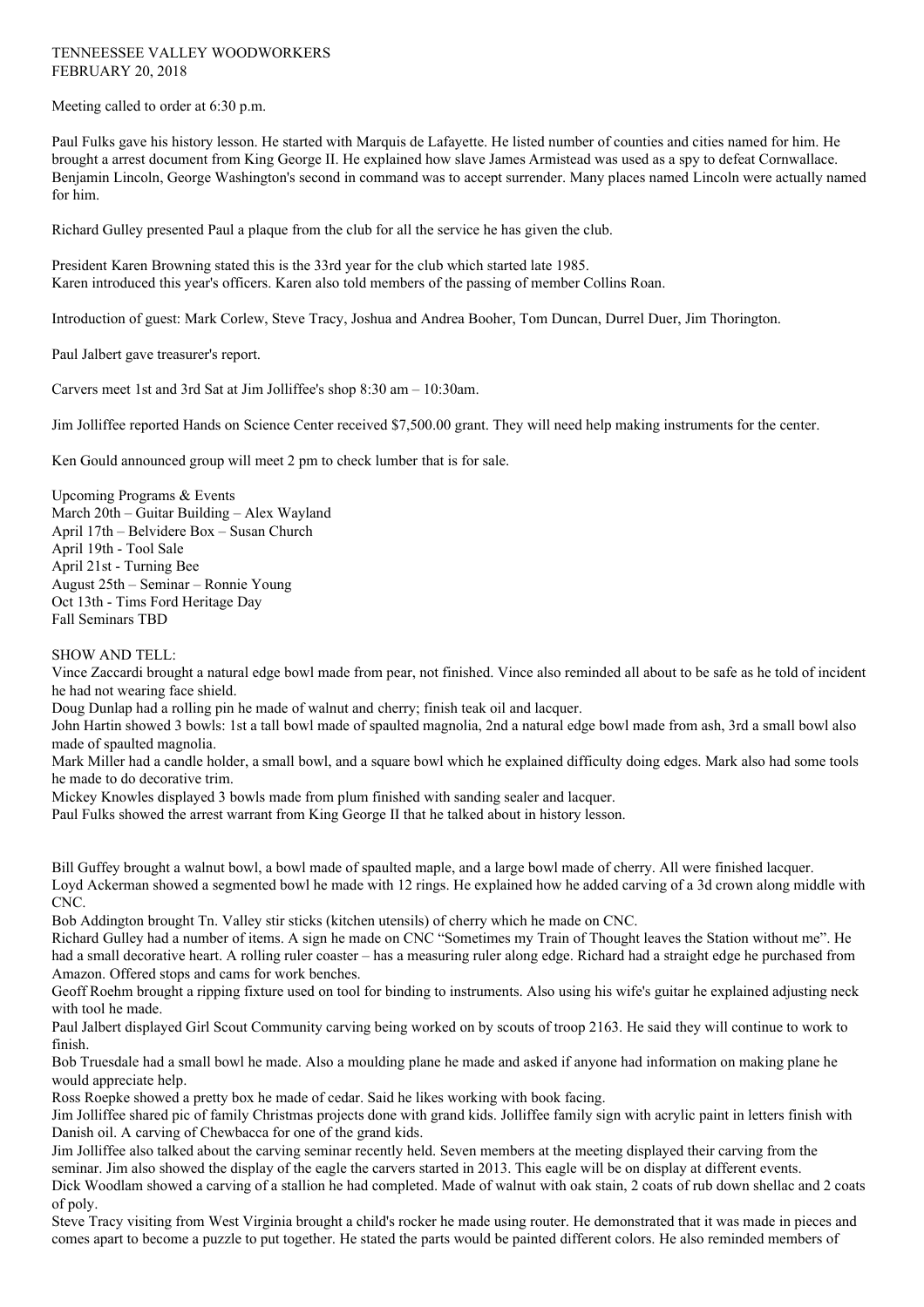TENNEESSEE VALLEY WOODWORKERS
FEBRUARY 20, 2018

Meeting called to order at 6:30 p.m.

Paul Fulks gave his history lesson. He started with Marquis de Lafayette. He listed number of counties and cities named for him. He brought a arrest document from King George II. He explained how slave James Armistead was used as a spy to defeat Cornwallace. Benjamin Lincoln, George Washington's second in command was to accept surrender. Many places named Lincoln were actually named for him.

Richard Gulley presented Paul a plaque from the club for all the service he has given the club.

President Karen Browning stated this is the 33rd year for the club which started late 1985.
Karen introduced this year's officers. Karen also told members of the passing of member Collins Roan.

Introduction of guest: Mark Corlew, Steve Tracy, Joshua and Andrea Booher, Tom Duncan, Durrel Duer, Jim Thorington.

Paul Jalbert gave treasurer's report.

Carvers meet 1st and 3rd Sat at Jim Jolliffee's shop 8:30 am – 10:30am.

Jim Jolliffee reported Hands on Science Center received $7,500.00 grant. They will need help making instruments for the center.

Ken Gould announced group will meet 2 pm to check lumber that is for sale.

Upcoming Programs & Events
March 20th – Guitar Building – Alex Wayland
April 17th – Belvidere Box – Susan Church
April 19th - Tool Sale
April 21st - Turning Bee
August 25th – Seminar – Ronnie Young
Oct 13th - Tims Ford Heritage Day
Fall Seminars TBD

SHOW AND TELL:
Vince Zaccardi brought a natural edge bowl made from pear, not finished. Vince also reminded all about to be safe as he told of incident he had not wearing face shield.
Doug Dunlap had a rolling pin he made of walnut and cherry; finish teak oil and lacquer.
John Hartin showed 3 bowls: 1st a tall bowl made of spaulted magnolia, 2nd a natural edge bowl made from ash, 3rd a small bowl also made of spaulted magnolia.
Mark Miller had a candle holder, a small bowl, and a square bowl which he explained difficulty doing edges. Mark also had some tools he made to do decorative trim.
Mickey Knowles displayed 3 bowls made from plum finished with sanding sealer and lacquer.
Paul Fulks showed the arrest warrant from King George II that he talked about in history lesson.

Bill Guffey brought a walnut bowl, a bowl made of spaulted maple, and a large bowl made of cherry. All were finished lacquer.
Loyd Ackerman showed a segmented bowl he made with 12 rings. He explained how he added carving of a 3d crown along middle with CNC.
Bob Addington brought Tn. Valley stir sticks (kitchen utensils) of cherry which he made on CNC.
Richard Gulley had a number of items. A sign he made on CNC "Sometimes my Train of Thought leaves the Station without me". He had a small decorative heart. A rolling ruler coaster – has a measuring ruler along edge. Richard had a straight edge he purchased from Amazon. Offered stops and cams for work benches.
Geoff Roehm brought a ripping fixture used on tool for binding to instruments. Also using his wife's guitar he explained adjusting neck with tool he made.
Paul Jalbert displayed Girl Scout Community carving being worked on by scouts of troop 2163. He said they will continue to work to finish.
Bob Truesdale had a small bowl he made. Also a moulding plane he made and asked if anyone had information on making plane he would appreciate help.
Ross Roepke showed a pretty box he made of cedar. Said he likes working with book facing.
Jim Jolliffee shared pic of family Christmas projects done with grand kids. Jolliffee family sign with acrylic paint in letters finish with Danish oil. A carving of Chewbacca for one of the grand kids.
Jim Jolliffee also talked about the carving seminar recently held. Seven members at the meeting displayed their carving from the seminar. Jim also showed the display of the eagle the carvers started in 2013. This eagle will be on display at different events.
Dick Woodlam showed a carving of a stallion he had completed. Made of walnut with oak stain, 2 coats of rub down shellac and 2 coats of poly.
Steve Tracy visiting from West Virginia brought a child's rocker he made using router. He demonstrated that it was made in pieces and comes apart to become a puzzle to put together. He stated the parts would be painted different colors. He also reminded members of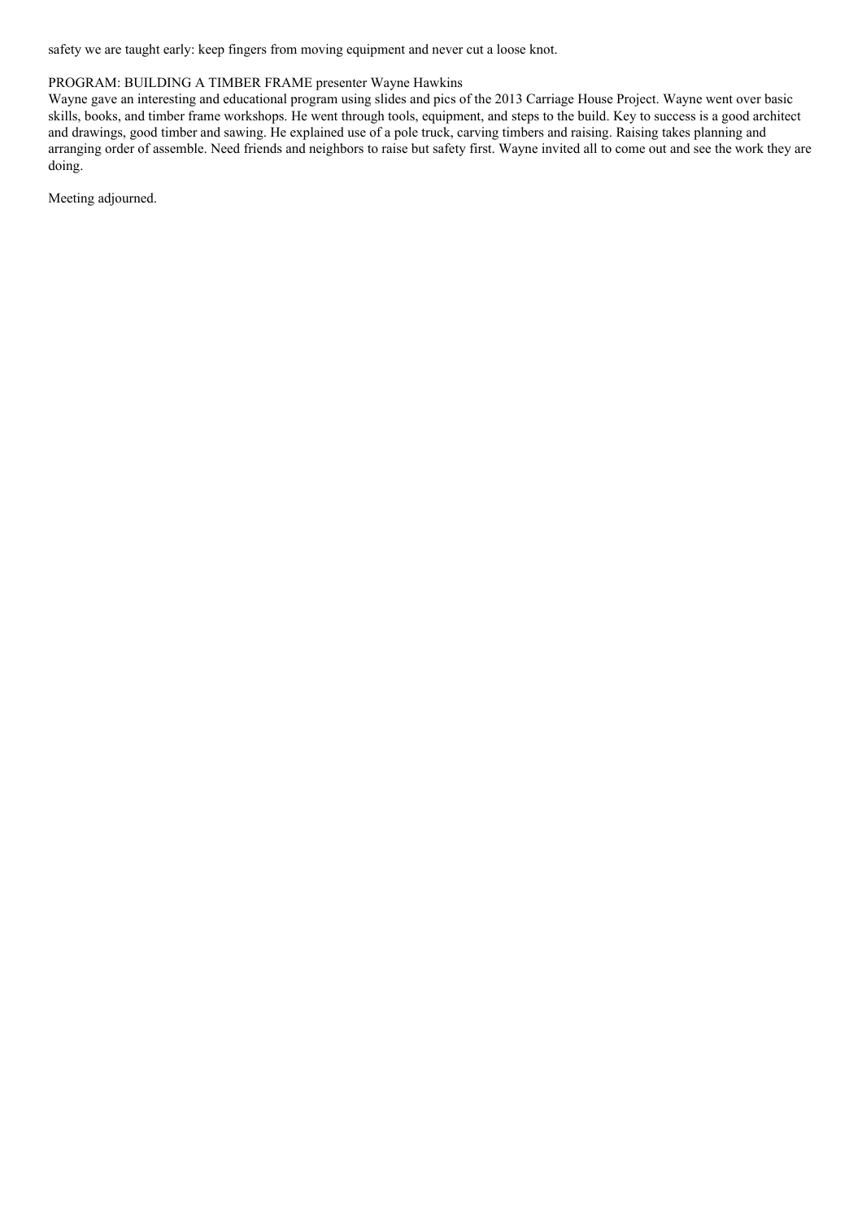safety we are taught early: keep fingers from moving equipment and never cut a loose knot.

PROGRAM: BUILDING A TIMBER FRAME presenter Wayne Hawkins
Wayne gave an interesting and educational program using slides and pics of the 2013 Carriage House Project. Wayne went over basic skills, books, and timber frame workshops. He went through tools, equipment, and steps to the build. Key to success is a good architect and drawings, good timber and sawing. He explained use of a pole truck, carving timbers and raising. Raising takes planning and arranging order of assemble. Need friends and neighbors to raise but safety first. Wayne invited all to come out and see the work they are doing.

Meeting adjourned.